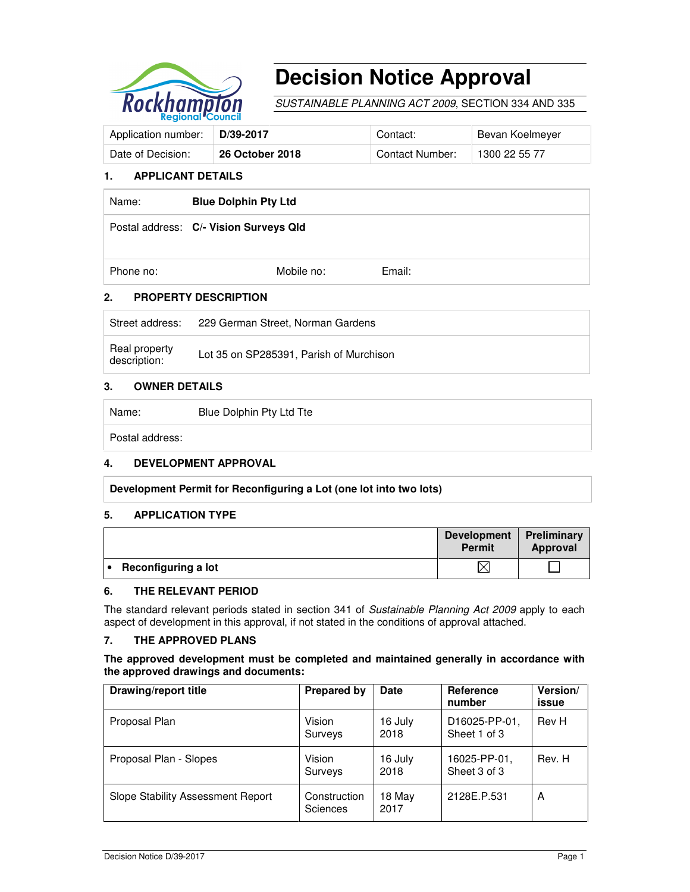# Decision Notice Approval

*SUSTAINABLE PLANNING ACT 2009*, SECTION 334 AND 335

| Application number: | **D/39-2017** | Contact: | Bevan Koelmeyer |
|---|---|---|---|
| Date of Decision: | **26 October 2018** | Contact Number: | 1300 22 55 77 |

## 1. APPLICANT DETAILS

| | |
|---|---|
| Name: | **Blue Dolphin Pty Ltd** |
| Postal address: | **C/- Vision Surveys Qld** |
| Phone no: Mobile no: Email: | |

## 2. PROPERTY DESCRIPTION

| | |
|---|---|
| Street address: | 229 German Street, Norman Gardens |
| Real property description: | Lot 35 on SP285391, Parish of Murchison |

## 3. OWNER DETAILS

| | |
|---|---|
| Name: | Blue Dolphin Pty Ltd Tte |
| Postal address: | |

## 4. DEVELOPMENT APPROVAL

**Development Permit for Reconfiguring a Lot (one lot into two lots)**

## 5. APPLICATION TYPE

| | Development Permit | Preliminary Approval |
|---|---|---|
| • **Reconfiguring a lot** | ☒ | ☐ |

## 6. THE RELEVANT PERIOD

The standard relevant periods stated in section 341 of *Sustainable Planning Act 2009* apply to each aspect of development in this approval, if not stated in the conditions of approval attached.

## 7. THE APPROVED PLANS

**The approved development must be completed and maintained generally in accordance with the approved drawings and documents:**

| Drawing/report title | Prepared by | Date | Reference number | Version/ issue |
|---|---|---|---|---|
| Proposal Plan | Vision Surveys | 16 July 2018 | D16025-PP-01, Sheet 1 of 3 | Rev H |
| Proposal Plan - Slopes | Vision Surveys | 16 July 2018 | 16025-PP-01, Sheet 3 of 3 | Rev. H |
| Slope Stability Assessment Report | Construction Sciences | 18 May 2017 | 2128E.P.531 | A |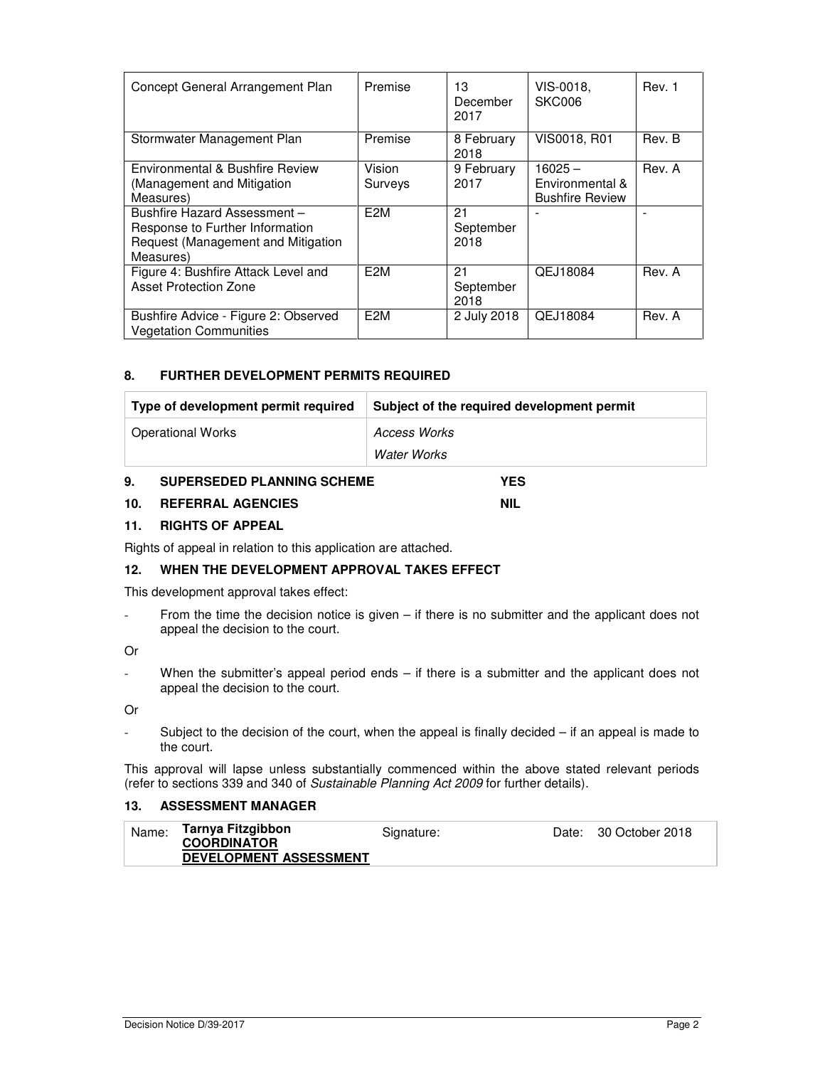| Concept General Arrangement Plan | Premise | 13 December 2017 | VIS-0018, SKC006 | Rev. 1 |
|---|---|---|---|---|
| Stormwater Management Plan | Premise | 8 February 2018 | VIS0018, R01 | Rev. B |
| Environmental & Bushfire Review (Management and Mitigation Measures) | Vision Surveys | 9 February 2017 | 16025 – Environmental & Bushfire Review | Rev. A |
| Bushfire Hazard Assessment – Response to Further Information Request (Management and Mitigation Measures) | E2M | 21 September 2018 | - | - |
| Figure 4: Bushfire Attack Level and Asset Protection Zone | E2M | 21 September 2018 | QEJ18084 | Rev. A |
| Bushfire Advice - Figure 2: Observed Vegetation Communities | E2M | 2 July 2018 | QEJ18084 | Rev. A |

## 8. FURTHER DEVELOPMENT PERMITS REQUIRED

| Type of development permit required | Subject of the required development permit |
|---|---|
| Operational Works | *Access Works*<br>*Water Works* |

## 9. SUPERSEDED PLANNING SCHEME — YES

## 10. REFERRAL AGENCIES — NIL

## 11. RIGHTS OF APPEAL

Rights of appeal in relation to this application are attached.

## 12. WHEN THE DEVELOPMENT APPROVAL TAKES EFFECT

This development approval takes effect:

- From the time the decision notice is given – if there is no submitter and the applicant does not appeal the decision to the court.

Or

- When the submitter's appeal period ends – if there is a submitter and the applicant does not appeal the decision to the court.

Or

- Subject to the decision of the court, when the appeal is finally decided – if an appeal is made to the court.

This approval will lapse unless substantially commenced within the above stated relevant periods (refer to sections 339 and 340 of *Sustainable Planning Act 2009* for further details).

## 13. ASSESSMENT MANAGER

| Name: | **Tarnya Fitzgibbon**<br>**COORDINATOR**<br>**DEVELOPMENT ASSESSMENT** | Signature: | Date: 30 October 2018 |
|---|---|---|---|

Decision Notice D/39-2017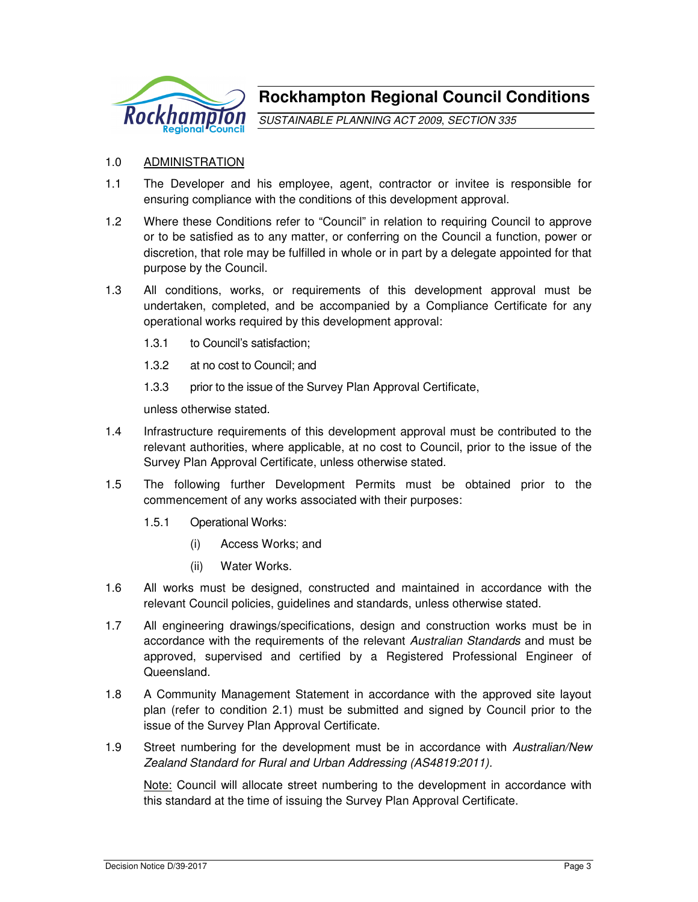# Rockhampton Regional Council Conditions

*SUSTAINABLE PLANNING ACT 2009, SECTION 335*

## 1.0 ADMINISTRATION

1.1 The Developer and his employee, agent, contractor or invitee is responsible for ensuring compliance with the conditions of this development approval.

1.2 Where these Conditions refer to "Council" in relation to requiring Council to approve or to be satisfied as to any matter, or conferring on the Council a function, power or discretion, that role may be fulfilled in whole or in part by a delegate appointed for that purpose by the Council.

1.3 All conditions, works, or requirements of this development approval must be undertaken, completed, and be accompanied by a Compliance Certificate for any operational works required by this development approval:

- 1.3.1 to Council's satisfaction;
- 1.3.2 at no cost to Council; and
- 1.3.3 prior to the issue of the Survey Plan Approval Certificate,

unless otherwise stated.

1.4 Infrastructure requirements of this development approval must be contributed to the relevant authorities, where applicable, at no cost to Council, prior to the issue of the Survey Plan Approval Certificate, unless otherwise stated.

1.5 The following further Development Permits must be obtained prior to the commencement of any works associated with their purposes:

- 1.5.1 Operational Works:
  - (i) Access Works; and
  - (ii) Water Works.

1.6 All works must be designed, constructed and maintained in accordance with the relevant Council policies, guidelines and standards, unless otherwise stated.

1.7 All engineering drawings/specifications, design and construction works must be in accordance with the requirements of the relevant *Australian Standards* and must be approved, supervised and certified by a Registered Professional Engineer of Queensland.

1.8 A Community Management Statement in accordance with the approved site layout plan (refer to condition 2.1) must be submitted and signed by Council prior to the issue of the Survey Plan Approval Certificate.

1.9 Street numbering for the development must be in accordance with *Australian/New Zealand Standard for Rural and Urban Addressing (AS4819:2011).*

Note: Council will allocate street numbering to the development in accordance with this standard at the time of issuing the Survey Plan Approval Certificate.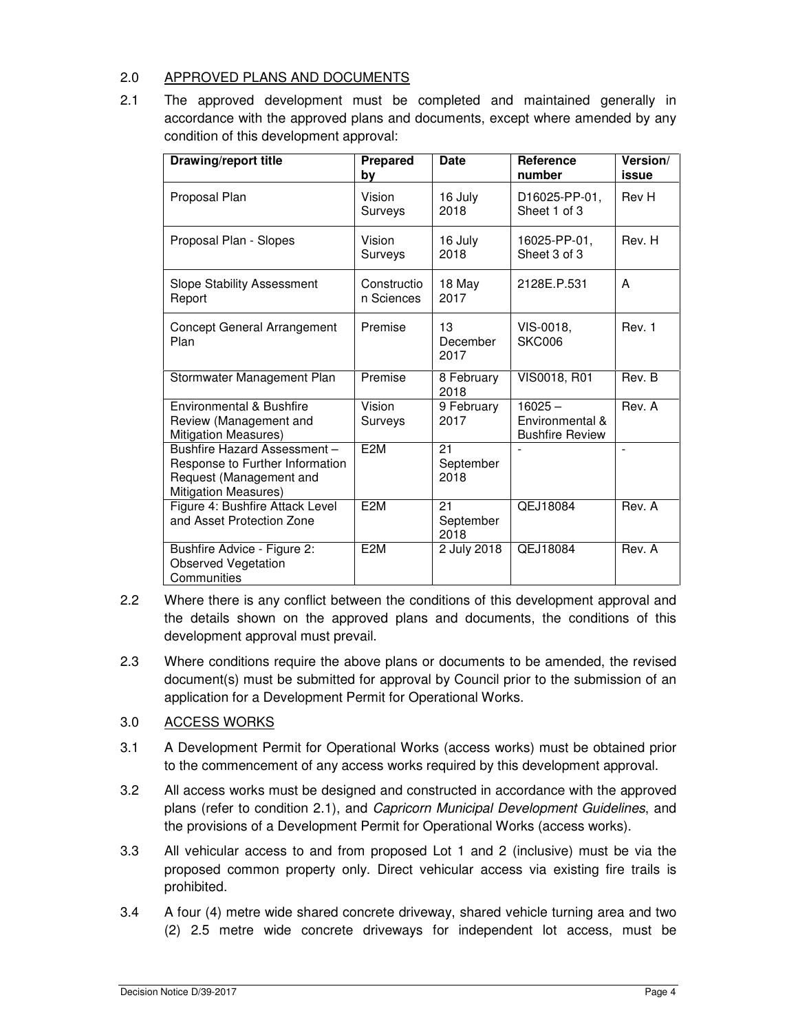## 2.0 APPROVED PLANS AND DOCUMENTS

2.1 The approved development must be completed and maintained generally in accordance with the approved plans and documents, except where amended by any condition of this development approval:

| Drawing/report title | Prepared by | Date | Reference number | Version/ issue |
|---|---|---|---|---|
| Proposal Plan | Vision Surveys | 16 July 2018 | D16025-PP-01, Sheet 1 of 3 | Rev H |
| Proposal Plan - Slopes | Vision Surveys | 16 July 2018 | 16025-PP-01, Sheet 3 of 3 | Rev. H |
| Slope Stability Assessment Report | Construction Sciences | 18 May 2017 | 2128E.P.531 | A |
| Concept General Arrangement Plan | Premise | 13 December 2017 | VIS-0018, SKC006 | Rev. 1 |
| Stormwater Management Plan | Premise | 8 February 2018 | VIS0018, R01 | Rev. B |
| Environmental & Bushfire Review (Management and Mitigation Measures) | Vision Surveys | 9 February 2017 | 16025 – Environmental & Bushfire Review | Rev. A |
| Bushfire Hazard Assessment – Response to Further Information Request (Management and Mitigation Measures) | E2M | 21 September 2018 | - | - |
| Figure 4: Bushfire Attack Level and Asset Protection Zone | E2M | 21 September 2018 | QEJ18084 | Rev. A |
| Bushfire Advice - Figure 2: Observed Vegetation Communities | E2M | 2 July 2018 | QEJ18084 | Rev. A |

2.2 Where there is any conflict between the conditions of this development approval and the details shown on the approved plans and documents, the conditions of this development approval must prevail.

2.3 Where conditions require the above plans or documents to be amended, the revised document(s) must be submitted for approval by Council prior to the submission of an application for a Development Permit for Operational Works.

## 3.0 ACCESS WORKS

3.1 A Development Permit for Operational Works (access works) must be obtained prior to the commencement of any access works required by this development approval.

3.2 All access works must be designed and constructed in accordance with the approved plans (refer to condition 2.1), and *Capricorn Municipal Development Guidelines*, and the provisions of a Development Permit for Operational Works (access works).

3.3 All vehicular access to and from proposed Lot 1 and 2 (inclusive) must be via the proposed common property only. Direct vehicular access via existing fire trails is prohibited.

3.4 A four (4) metre wide shared concrete driveway, shared vehicle turning area and two (2) 2.5 metre wide concrete driveways for independent lot access, must be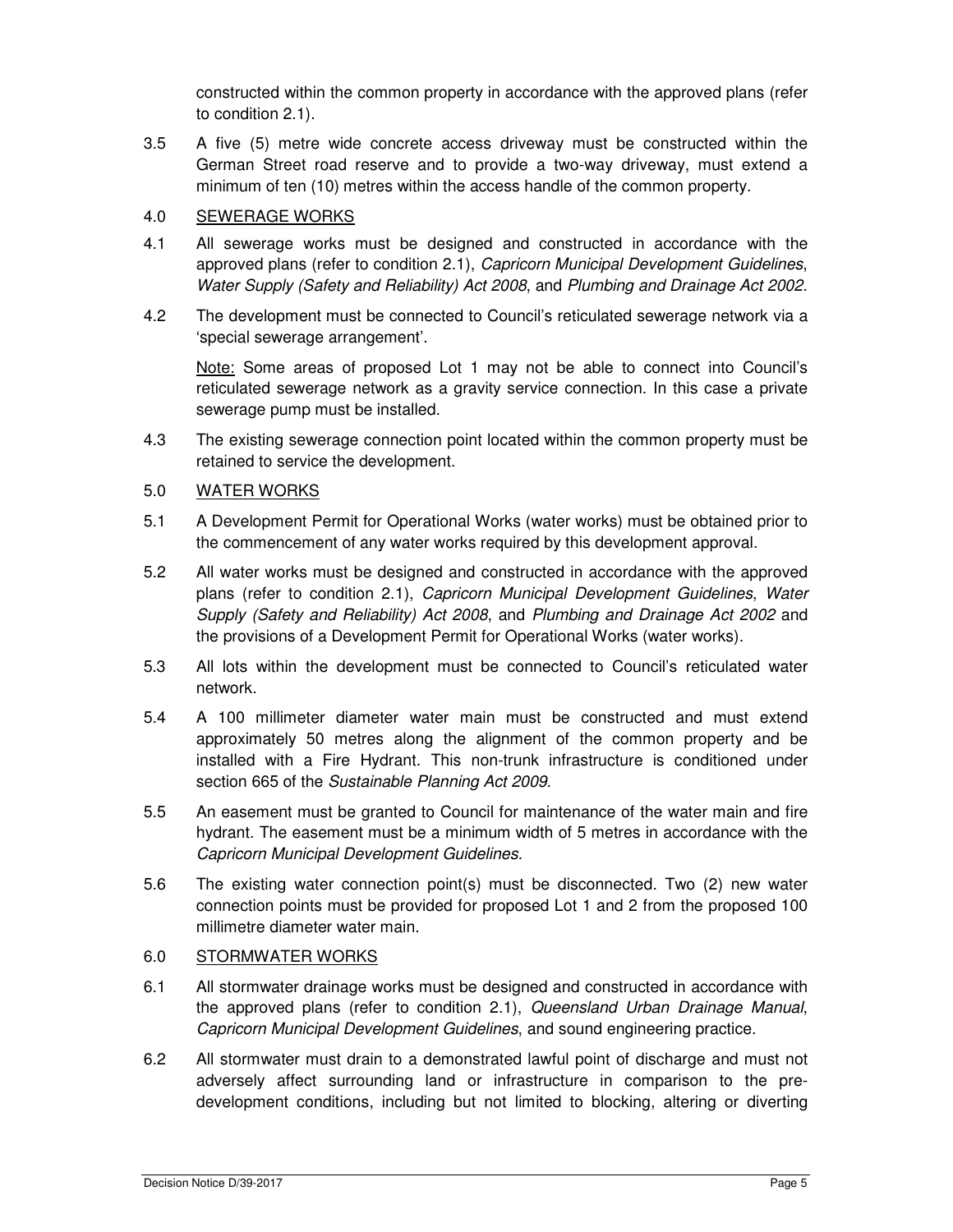constructed within the common property in accordance with the approved plans (refer to condition 2.1).

3.5 A five (5) metre wide concrete access driveway must be constructed within the German Street road reserve and to provide a two-way driveway, must extend a minimum of ten (10) metres within the access handle of the common property.

4.0 <u>SEWERAGE WORKS</u>

4.1 All sewerage works must be designed and constructed in accordance with the approved plans (refer to condition 2.1), *Capricorn Municipal Development Guidelines*, *Water Supply (Safety and Reliability) Act 2008*, and *Plumbing and Drainage Act 2002*.

4.2 The development must be connected to Council's reticulated sewerage network via a 'special sewerage arrangement'.

<u>Note:</u> Some areas of proposed Lot 1 may not be able to connect into Council's reticulated sewerage network as a gravity service connection. In this case a private sewerage pump must be installed.

4.3 The existing sewerage connection point located within the common property must be retained to service the development.

5.0 <u>WATER WORKS</u>

5.1 A Development Permit for Operational Works (water works) must be obtained prior to the commencement of any water works required by this development approval.

5.2 All water works must be designed and constructed in accordance with the approved plans (refer to condition 2.1), *Capricorn Municipal Development Guidelines*, *Water Supply (Safety and Reliability) Act 2008*, and *Plumbing and Drainage Act 2002* and the provisions of a Development Permit for Operational Works (water works).

5.3 All lots within the development must be connected to Council's reticulated water network.

5.4 A 100 millimeter diameter water main must be constructed and must extend approximately 50 metres along the alignment of the common property and be installed with a Fire Hydrant. This non-trunk infrastructure is conditioned under section 665 of the *Sustainable Planning Act 2009*.

5.5 An easement must be granted to Council for maintenance of the water main and fire hydrant. The easement must be a minimum width of 5 metres in accordance with the *Capricorn Municipal Development Guidelines.*

5.6 The existing water connection point(s) must be disconnected. Two (2) new water connection points must be provided for proposed Lot 1 and 2 from the proposed 100 millimetre diameter water main.

6.0 <u>STORMWATER WORKS</u>

6.1 All stormwater drainage works must be designed and constructed in accordance with the approved plans (refer to condition 2.1), *Queensland Urban Drainage Manual*, *Capricorn Municipal Development Guidelines*, and sound engineering practice.

6.2 All stormwater must drain to a demonstrated lawful point of discharge and must not adversely affect surrounding land or infrastructure in comparison to the pre-development conditions, including but not limited to blocking, altering or diverting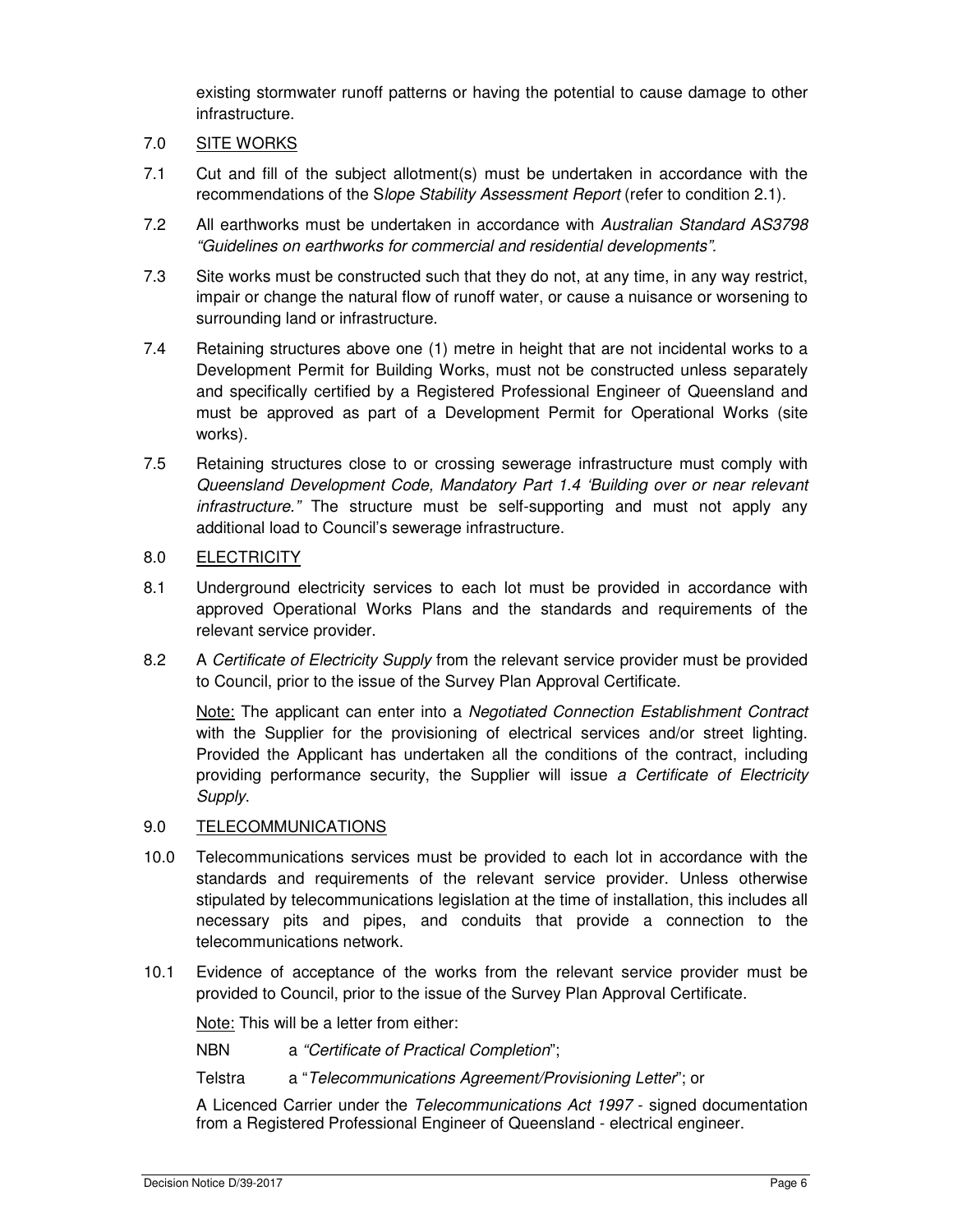existing stormwater runoff patterns or having the potential to cause damage to other infrastructure.

7.0 SITE WORKS

7.1 Cut and fill of the subject allotment(s) must be undertaken in accordance with the recommendations of the S*lope Stability Assessment Report* (refer to condition 2.1).

7.2 All earthworks must be undertaken in accordance with *Australian Standard AS3798 "Guidelines on earthworks for commercial and residential developments".*

7.3 Site works must be constructed such that they do not, at any time, in any way restrict, impair or change the natural flow of runoff water, or cause a nuisance or worsening to surrounding land or infrastructure.

7.4 Retaining structures above one (1) metre in height that are not incidental works to a Development Permit for Building Works, must not be constructed unless separately and specifically certified by a Registered Professional Engineer of Queensland and must be approved as part of a Development Permit for Operational Works (site works).

7.5 Retaining structures close to or crossing sewerage infrastructure must comply with *Queensland Development Code, Mandatory Part 1.4 'Building over or near relevant infrastructure."* The structure must be self-supporting and must not apply any additional load to Council's sewerage infrastructure.

8.0 ELECTRICITY

8.1 Underground electricity services to each lot must be provided in accordance with approved Operational Works Plans and the standards and requirements of the relevant service provider.

8.2 A *Certificate of Electricity Supply* from the relevant service provider must be provided to Council, prior to the issue of the Survey Plan Approval Certificate.

Note: The applicant can enter into a *Negotiated Connection Establishment Contract* with the Supplier for the provisioning of electrical services and/or street lighting. Provided the Applicant has undertaken all the conditions of the contract, including providing performance security, the Supplier will issue *a Certificate of Electricity Supply*.

9.0 TELECOMMUNICATIONS

10.0 Telecommunications services must be provided to each lot in accordance with the standards and requirements of the relevant service provider. Unless otherwise stipulated by telecommunications legislation at the time of installation, this includes all necessary pits and pipes, and conduits that provide a connection to the telecommunications network.

10.1 Evidence of acceptance of the works from the relevant service provider must be provided to Council, prior to the issue of the Survey Plan Approval Certificate.

Note: This will be a letter from either:

NBN a *"Certificate of Practical Completion*";

Telstra a "*Telecommunications Agreement/Provisioning Letter*"; or

A Licenced Carrier under the *Telecommunications Act 1997* - signed documentation from a Registered Professional Engineer of Queensland - electrical engineer.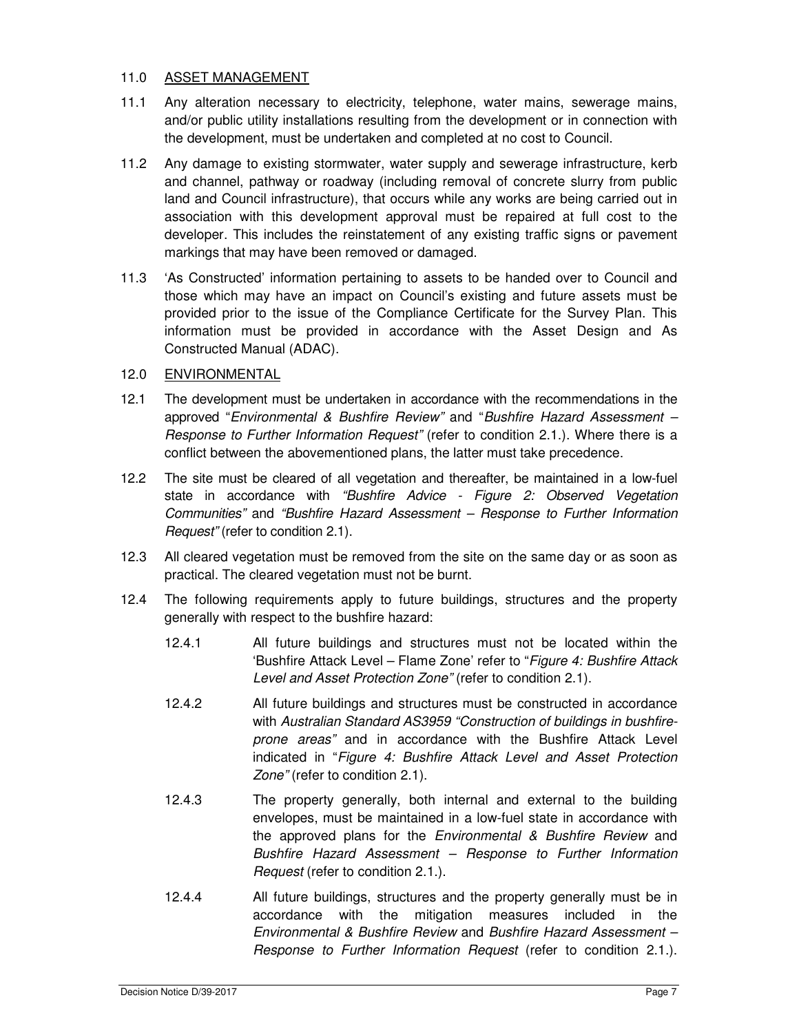## 11.0 <u>ASSET MANAGEMENT</u>

11.1 Any alteration necessary to electricity, telephone, water mains, sewerage mains, and/or public utility installations resulting from the development or in connection with the development, must be undertaken and completed at no cost to Council.

11.2 Any damage to existing stormwater, water supply and sewerage infrastructure, kerb and channel, pathway or roadway (including removal of concrete slurry from public land and Council infrastructure), that occurs while any works are being carried out in association with this development approval must be repaired at full cost to the developer. This includes the reinstatement of any existing traffic signs or pavement markings that may have been removed or damaged.

11.3 'As Constructed' information pertaining to assets to be handed over to Council and those which may have an impact on Council's existing and future assets must be provided prior to the issue of the Compliance Certificate for the Survey Plan. This information must be provided in accordance with the Asset Design and As Constructed Manual (ADAC).

## 12.0 <u>ENVIRONMENTAL</u>

12.1 The development must be undertaken in accordance with the recommendations in the approved "*Environmental & Bushfire Review*" and "*Bushfire Hazard Assessment – Response to Further Information Request*" (refer to condition 2.1.). Where there is a conflict between the abovementioned plans, the latter must take precedence.

12.2 The site must be cleared of all vegetation and thereafter, be maintained in a low-fuel state in accordance with *"Bushfire Advice - Figure 2: Observed Vegetation Communities"* and *"Bushfire Hazard Assessment – Response to Further Information Request"* (refer to condition 2.1).

12.3 All cleared vegetation must be removed from the site on the same day or as soon as practical. The cleared vegetation must not be burnt.

12.4 The following requirements apply to future buildings, structures and the property generally with respect to the bushfire hazard:

> 12.4.1 All future buildings and structures must not be located within the 'Bushfire Attack Level – Flame Zone' refer to "*Figure 4: Bushfire Attack Level and Asset Protection Zone*" (refer to condition 2.1).
>
> 12.4.2 All future buildings and structures must be constructed in accordance with *Australian Standard AS3959 "Construction of buildings in bushfire-prone areas"* and in accordance with the Bushfire Attack Level indicated in "*Figure 4: Bushfire Attack Level and Asset Protection Zone*" (refer to condition 2.1).
>
> 12.4.3 The property generally, both internal and external to the building envelopes, must be maintained in a low-fuel state in accordance with the approved plans for the *Environmental & Bushfire Review* and *Bushfire Hazard Assessment – Response to Further Information Request* (refer to condition 2.1.).
>
> 12.4.4 All future buildings, structures and the property generally must be in accordance with the mitigation measures included in the *Environmental & Bushfire Review* and *Bushfire Hazard Assessment – Response to Further Information Request* (refer to condition 2.1.).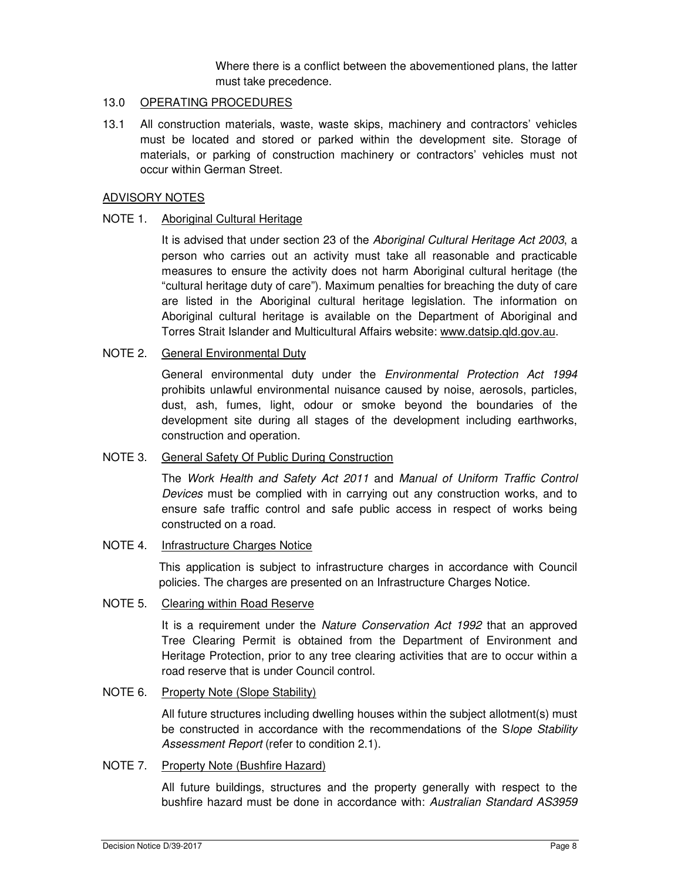Where there is a conflict between the abovementioned plans, the latter must take precedence.

13.0 OPERATING PROCEDURES

13.1 All construction materials, waste, waste skips, machinery and contractors' vehicles must be located and stored or parked within the development site. Storage of materials, or parking of construction machinery or contractors' vehicles must not occur within German Street.

## ADVISORY NOTES

NOTE 1. Aboriginal Cultural Heritage

It is advised that under section 23 of the *Aboriginal Cultural Heritage Act 2003*, a person who carries out an activity must take all reasonable and practicable measures to ensure the activity does not harm Aboriginal cultural heritage (the "cultural heritage duty of care"). Maximum penalties for breaching the duty of care are listed in the Aboriginal cultural heritage legislation. The information on Aboriginal cultural heritage is available on the Department of Aboriginal and Torres Strait Islander and Multicultural Affairs website: www.datsip.qld.gov.au.

NOTE 2. General Environmental Duty

General environmental duty under the *Environmental Protection Act 1994* prohibits unlawful environmental nuisance caused by noise, aerosols, particles, dust, ash, fumes, light, odour or smoke beyond the boundaries of the development site during all stages of the development including earthworks, construction and operation.

NOTE 3. General Safety Of Public During Construction

The *Work Health and Safety Act 2011* and *Manual of Uniform Traffic Control Devices* must be complied with in carrying out any construction works, and to ensure safe traffic control and safe public access in respect of works being constructed on a road.

NOTE 4. Infrastructure Charges Notice

This application is subject to infrastructure charges in accordance with Council policies. The charges are presented on an Infrastructure Charges Notice.

NOTE 5. Clearing within Road Reserve

It is a requirement under the *Nature Conservation Act 1992* that an approved Tree Clearing Permit is obtained from the Department of Environment and Heritage Protection, prior to any tree clearing activities that are to occur within a road reserve that is under Council control.

NOTE 6. Property Note (Slope Stability)

All future structures including dwelling houses within the subject allotment(s) must be constructed in accordance with the recommendations of the S*lope Stability Assessment Report* (refer to condition 2.1).

NOTE 7. Property Note (Bushfire Hazard)

All future buildings, structures and the property generally with respect to the bushfire hazard must be done in accordance with: *Australian Standard AS3959*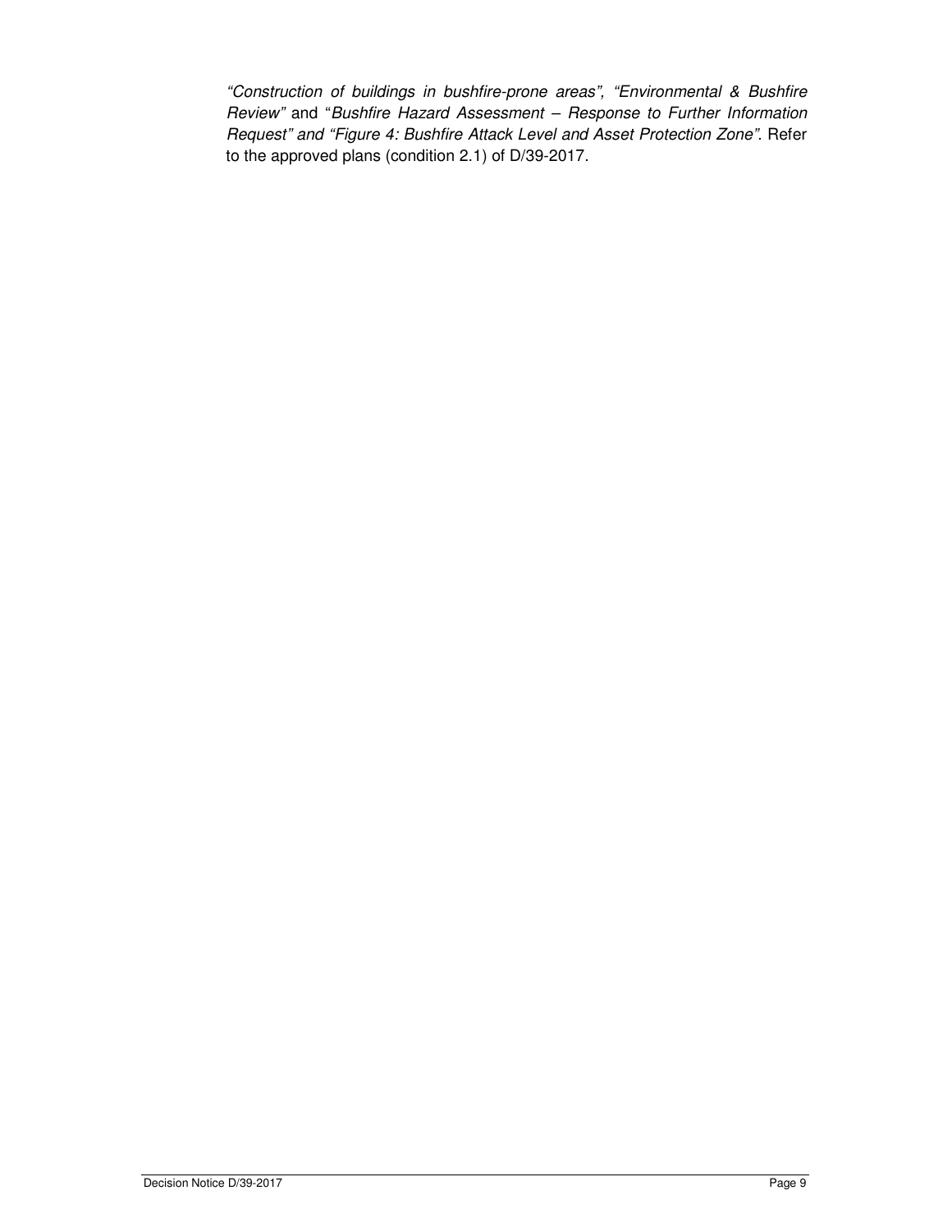*"Construction of buildings in bushfire-prone areas", "Environmental & Bushfire Review"* and "*Bushfire Hazard Assessment – Response to Further Information Request" and "Figure 4: Bushfire Attack Level and Asset Protection Zone"*. Refer to the approved plans (condition 2.1) of D/39-2017.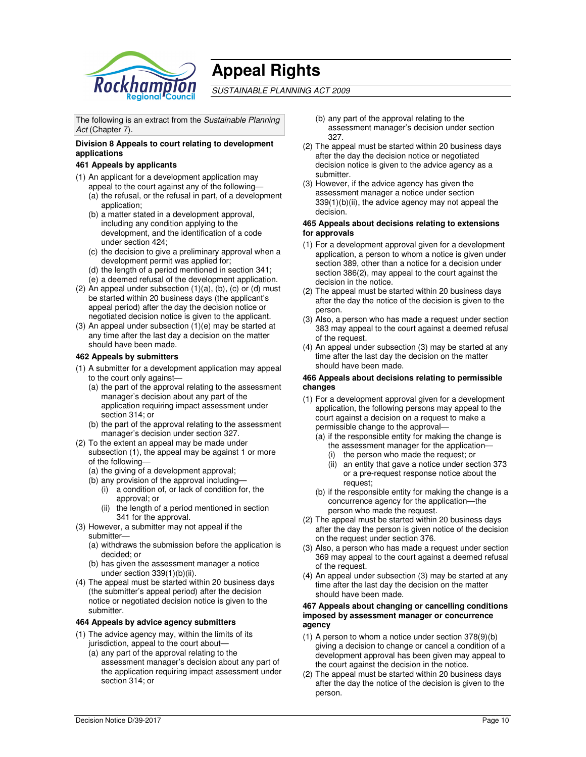# Appeal Rights

*SUSTAINABLE PLANNING ACT 2009*

The following is an extract from the *Sustainable Planning Act* (Chapter 7).

**Division 8 Appeals to court relating to development applications**

**461 Appeals by applicants**

(1) An applicant for a development application may appeal to the court against any of the following—
  (a) the refusal, or the refusal in part, of a development application;
  (b) a matter stated in a development approval, including any condition applying to the development, and the identification of a code under section 424;
  (c) the decision to give a preliminary approval when a development permit was applied for;
  (d) the length of a period mentioned in section 341;
  (e) a deemed refusal of the development application.

(2) An appeal under subsection (1)(a), (b), (c) or (d) must be started within 20 business days (the applicant's appeal period) after the day the decision notice or negotiated decision notice is given to the applicant.

(3) An appeal under subsection (1)(e) may be started at any time after the last day a decision on the matter should have been made.

**462 Appeals by submitters**

(1) A submitter for a development application may appeal to the court only against—
  (a) the part of the approval relating to the assessment manager's decision about any part of the application requiring impact assessment under section 314; or
  (b) the part of the approval relating to the assessment manager's decision under section 327.

(2) To the extent an appeal may be made under subsection (1), the appeal may be against 1 or more of the following—
  (a) the giving of a development approval;
  (b) any provision of the approval including—
    (i) a condition of, or lack of condition for, the approval; or
    (ii) the length of a period mentioned in section 341 for the approval.

(3) However, a submitter may not appeal if the submitter—
  (a) withdraws the submission before the application is decided; or
  (b) has given the assessment manager a notice under section 339(1)(b)(ii).

(4) The appeal must be started within 20 business days (the submitter's appeal period) after the decision notice or negotiated decision notice is given to the submitter.

**464 Appeals by advice agency submitters**

(1) The advice agency may, within the limits of its jurisdiction, appeal to the court about—
  (a) any part of the approval relating to the assessment manager's decision about any part of the application requiring impact assessment under section 314; or
  (b) any part of the approval relating to the assessment manager's decision under section 327.

(2) The appeal must be started within 20 business days after the day the decision notice or negotiated decision notice is given to the advice agency as a submitter.

(3) However, if the advice agency has given the assessment manager a notice under section 339(1)(b)(ii), the advice agency may not appeal the decision.

**465 Appeals about decisions relating to extensions for approvals**

(1) For a development approval given for a development application, a person to whom a notice is given under section 389, other than a notice for a decision under section 386(2), may appeal to the court against the decision in the notice.

(2) The appeal must be started within 20 business days after the day the notice of the decision is given to the person.

(3) Also, a person who has made a request under section 383 may appeal to the court against a deemed refusal of the request.

(4) An appeal under subsection (3) may be started at any time after the last day the decision on the matter should have been made.

**466 Appeals about decisions relating to permissible changes**

(1) For a development approval given for a development application, the following persons may appeal to the court against a decision on a request to make a permissible change to the approval—
  (a) if the responsible entity for making the change is the assessment manager for the application—
    (i) the person who made the request; or
    (ii) an entity that gave a notice under section 373 or a pre-request response notice about the request;
  (b) if the responsible entity for making the change is a concurrence agency for the application—the person who made the request.

(2) The appeal must be started within 20 business days after the day the person is given notice of the decision on the request under section 376.

(3) Also, a person who has made a request under section 369 may appeal to the court against a deemed refusal of the request.

(4) An appeal under subsection (3) may be started at any time after the last day the decision on the matter should have been made.

**467 Appeals about changing or cancelling conditions imposed by assessment manager or concurrence agency**

(1) A person to whom a notice under section 378(9)(b) giving a decision to change or cancel a condition of a development approval has been given may appeal to the court against the decision in the notice.

(2) The appeal must be started within 20 business days after the day the notice of the decision is given to the person.

Decision Notice D/39-2017